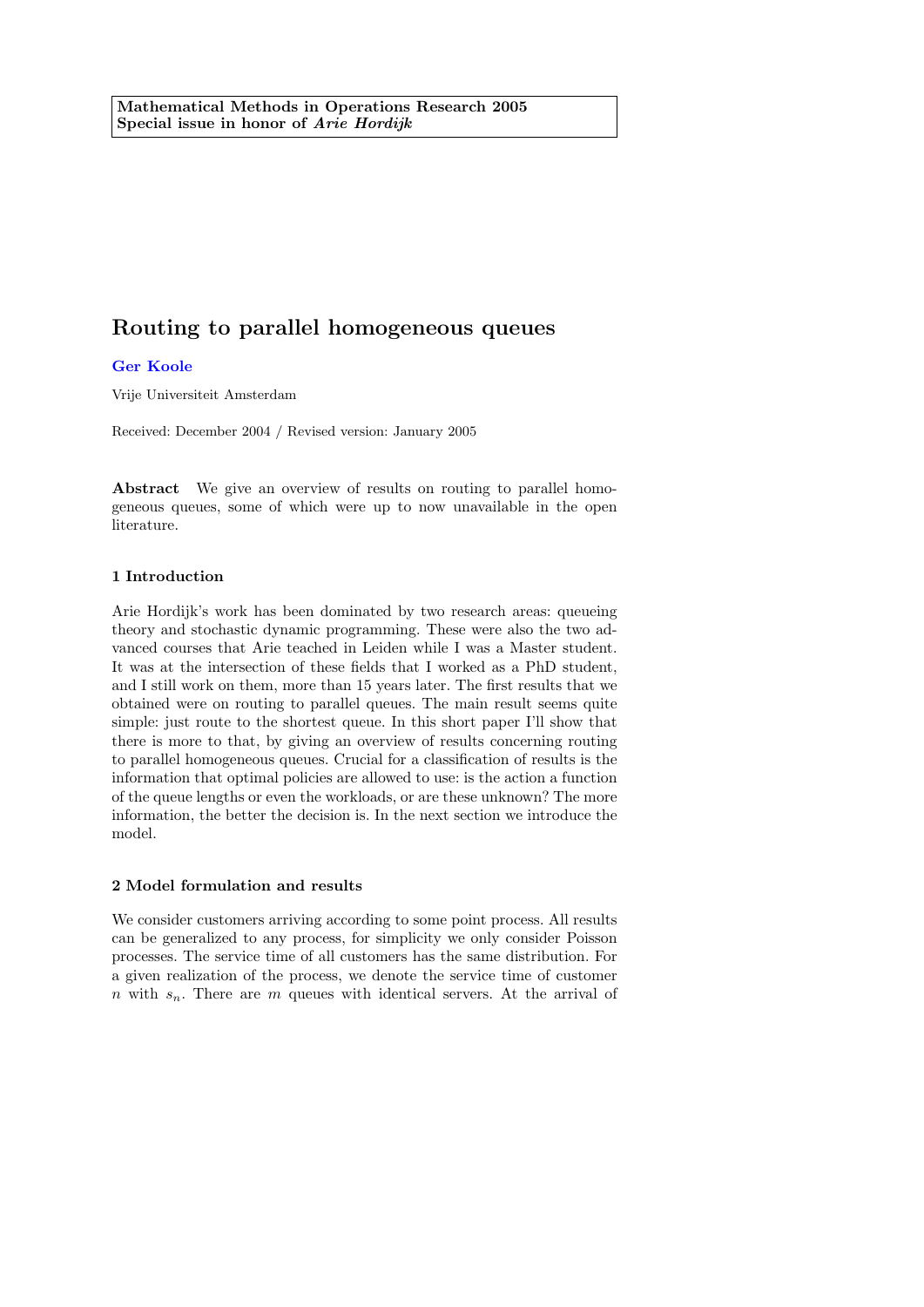**Mathematical Methods in Operations Research 2005**
**Special issue in honor of *Arie Hordijk***

# Routing to parallel homogeneous queues

**Ger Koole**

Vrije Universiteit Amsterdam

Received: December 2004 / Revised version: January 2005

**Abstract** We give an overview of results on routing to parallel homogeneous queues, some of which were up to now unavailable in the open literature.

## 1 Introduction

Arie Hordijk's work has been dominated by two research areas: queueing theory and stochastic dynamic programming. These were also the two advanced courses that Arie teached in Leiden while I was a Master student. It was at the intersection of these fields that I worked as a PhD student, and I still work on them, more than 15 years later. The first results that we obtained were on routing to parallel queues. The main result seems quite simple: just route to the shortest queue. In this short paper I'll show that there is more to that, by giving an overview of results concerning routing to parallel homogeneous queues. Crucial for a classification of results is the information that optimal policies are allowed to use: is the action a function of the queue lengths or even the workloads, or are these unknown? The more information, the better the decision is. In the next section we introduce the model.

## 2 Model formulation and results

We consider customers arriving according to some point process. All results can be generalized to any process, for simplicity we only consider Poisson processes. The service time of all customers has the same distribution. For a given realization of the process, we denote the service time of customer $n$ with $s_n$. There are $m$ queues with identical servers. At the arrival of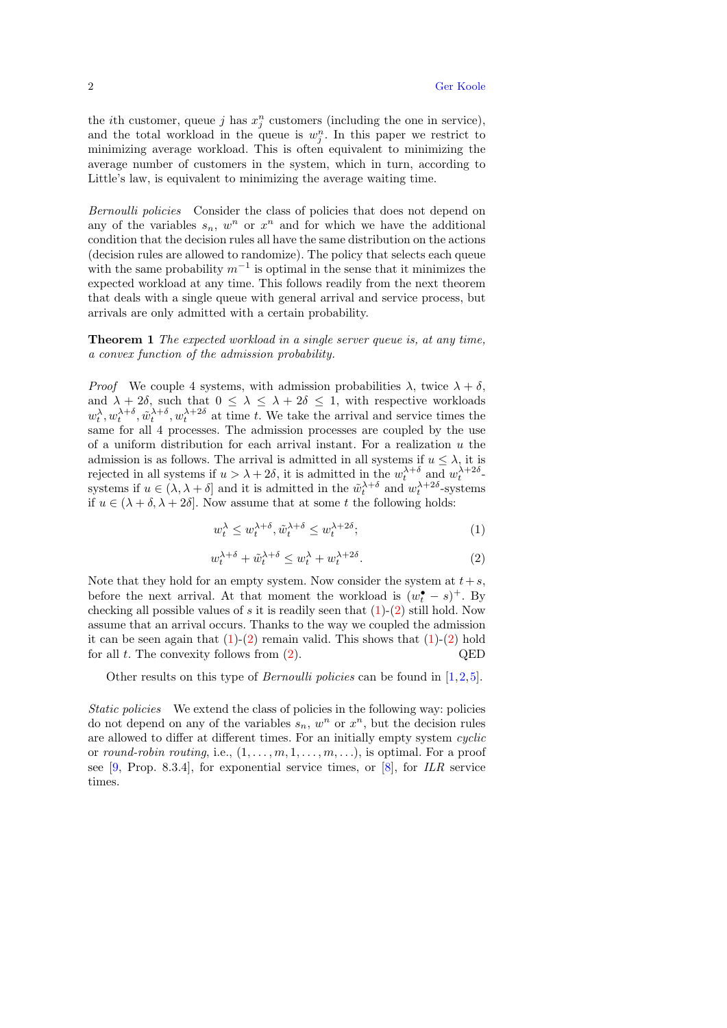the $i$th customer, queue $j$ has $x_j^n$ customers (including the one in service), and the total workload in the queue is $w_j^n$. In this paper we restrict to minimizing average workload. This is often equivalent to minimizing the average number of customers in the system, which in turn, according to Little's law, is equivalent to minimizing the average waiting time.

*Bernoulli policies* Consider the class of policies that does not depend on any of the variables $s_n$, $w^n$ or $x^n$ and for which we have the additional condition that the decision rules all have the same distribution on the actions (decision rules are allowed to randomize). The policy that selects each queue with the same probability $m^{-1}$ is optimal in the sense that it minimizes the expected workload at any time. This follows readily from the next theorem that deals with a single queue with general arrival and service process, but arrivals are only admitted with a certain probability.

**Theorem 1** *The expected workload in a single server queue is, at any time, a convex function of the admission probability.*

*Proof* We couple 4 systems, with admission probabilities $\lambda$, twice $\lambda+\delta$, and $\lambda+2\delta$, such that $0 \le \lambda \le \lambda+2\delta \le 1$, with respective workloads $w_t^\lambda, w_t^{\lambda+\delta}, \tilde{w}_t^{\lambda+\delta}, w_t^{\lambda+2\delta}$ at time $t$. We take the arrival and service times the same for all 4 processes. The admission processes are coupled by the use of a uniform distribution for each arrival instant. For a realization $u$ the admission is as follows. The arrival is admitted in all systems if $u \le \lambda$, it is rejected in all systems if $u > \lambda+2\delta$, it is admitted in the $w_t^{\lambda+\delta}$ and $w_t^{\lambda+2\delta}$-systems if $u \in (\lambda, \lambda+\delta]$ and it is admitted in the $\tilde{w}_t^{\lambda+\delta}$ and $w_t^{\lambda+2\delta}$-systems if $u \in (\lambda+\delta, \lambda+2\delta]$. Now assume that at some $t$ the following holds:

$$w_t^\lambda \le w_t^{\lambda+\delta}, \tilde{w}_t^{\lambda+\delta} \le w_t^{\lambda+2\delta}; \tag{1}$$

$$w_t^{\lambda+\delta} + \tilde{w}_t^{\lambda+\delta} \le w_t^\lambda + w_t^{\lambda+2\delta}. \tag{2}$$

Note that they hold for an empty system. Now consider the system at $t+s$, before the next arrival. At that moment the workload is $(w_t^\bullet - s)^+$. By checking all possible values of $s$ it is readily seen that (1)-(2) still hold. Now assume that an arrival occurs. Thanks to the way we coupled the admission it can be seen again that (1)-(2) remain valid. This shows that (1)-(2) hold for all $t$. The convexity follows from (2). QED

Other results on this type of *Bernoulli policies* can be found in [1,2,5].

*Static policies* We extend the class of policies in the following way: policies do not depend on any of the variables $s_n$, $w^n$ or $x^n$, but the decision rules are allowed to differ at different times. For an initially empty system *cyclic* or *round-robin routing*, i.e., $(1,\ldots,m,1,\ldots,m,\ldots)$, is optimal. For a proof see [9, Prop. 8.3.4], for exponential service times, or [8], for *ILR* service times.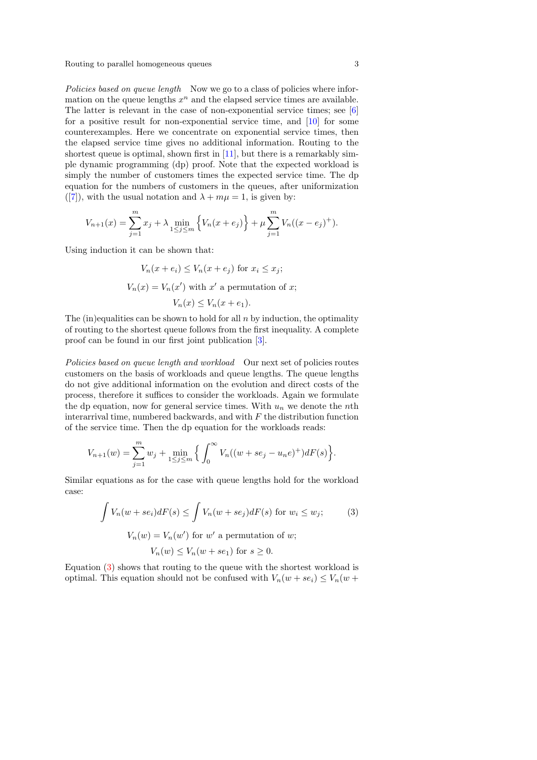*Policies based on queue length* Now we go to a class of policies where information on the queue lengths $x^n$ and the elapsed service times are available. The latter is relevant in the case of non-exponential service times; see [6] for a positive result for non-exponential service time, and [10] for some counterexamples. Here we concentrate on exponential service times, then the elapsed service time gives no additional information. Routing to the shortest queue is optimal, shown first in [11], but there is a remarkably simple dynamic programming (dp) proof. Note that the expected workload is simply the number of customers times the expected service time. The dp equation for the numbers of customers in the queues, after uniformization ([7]), with the usual notation and $\lambda + m\mu = 1$, is given by:

$$V_{n+1}(x) = \sum_{j=1}^{m} x_j + \lambda \min_{1 \leq j \leq m} \Big\{ V_n(x + e_j) \Big\} + \mu \sum_{j=1}^{m} V_n((x - e_j)^+).$$

Using induction it can be shown that:

$$V_n(x + e_i) \leq V_n(x + e_j) \text{ for } x_i \leq x_j;$$

$$V_n(x) = V_n(x') \text{ with } x' \text{ a permutation of } x;$$

$$V_n(x) \leq V_n(x + e_1).$$

The (in)equalities can be shown to hold for all $n$ by induction, the optimality of routing to the shortest queue follows from the first inequality. A complete proof can be found in our first joint publication [3].

*Policies based on queue length and workload* Our next set of policies routes customers on the basis of workloads and queue lengths. The queue lengths do not give additional information on the evolution and direct costs of the process, therefore it suffices to consider the workloads. Again we formulate the dp equation, now for general service times. With $u_n$ we denote the $n$th interarrival time, numbered backwards, and with $F$ the distribution function of the service time. Then the dp equation for the workloads reads:

$$V_{n+1}(w) = \sum_{j=1}^{m} w_j + \min_{1 \leq j \leq m} \Big\{ \int_0^\infty V_n((w + se_j - u_n e)^+) dF(s) \Big\}.$$

Similar equations as for the case with queue lengths hold for the workload case:

$$\int V_n(w + se_i) dF(s) \leq \int V_n(w + se_j) dF(s) \text{ for } w_i \leq w_j; \tag{3}$$

$$V_n(w) = V_n(w') \text{ for } w' \text{ a permutation of } w;$$

$$V_n(w) \leq V_n(w + se_1) \text{ for } s \geq 0.$$

Equation (3) shows that routing to the queue with the shortest workload is optimal. This equation should not be confused with $V_n(w + se_i) \leq V_n(w +$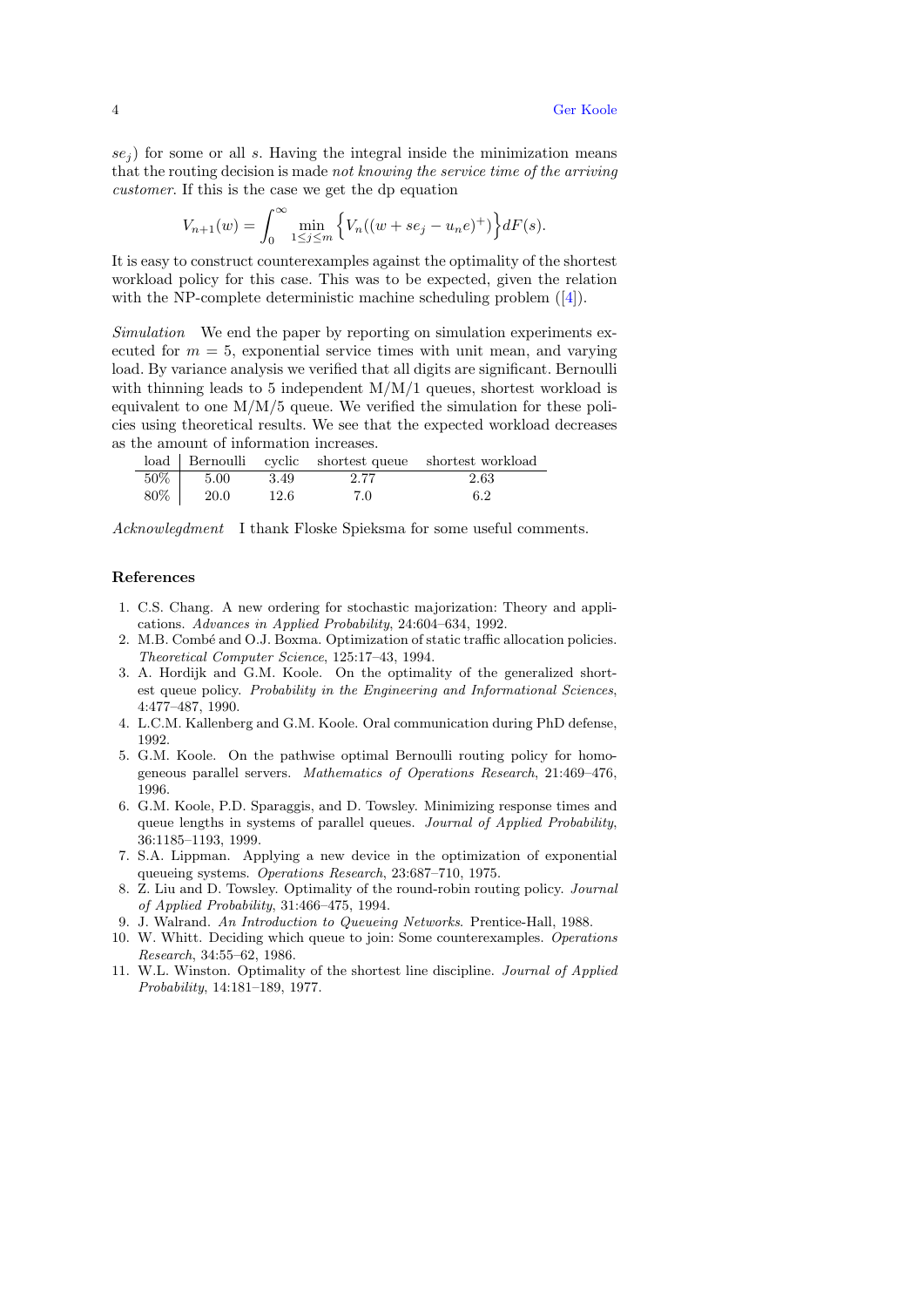$se_j$) for some or all $s$. Having the integral inside the minimization means that the routing decision is made *not knowing the service time of the arriving customer*. If this is the case we get the dp equation

$$V_{n+1}(w) = \int_0^\infty \min_{1\leq j\leq m} \Big\{ V_n((w + se_j - u_n e)^+) \Big\} dF(s).$$

It is easy to construct counterexamples against the optimality of the shortest workload policy for this case. This was to be expected, given the relation with the NP-complete deterministic machine scheduling problem ([4]).

*Simulation* We end the paper by reporting on simulation experiments executed for $m = 5$, exponential service times with unit mean, and varying load. By variance analysis we verified that all digits are significant. Bernoulli with thinning leads to 5 independent M/M/1 queues, shortest workload is equivalent to one M/M/5 queue. We verified the simulation for these policies using theoretical results. We see that the expected workload decreases as the amount of information increases.

| load | Bernoulli | cyclic | shortest queue | shortest workload |
|---|---|---|---|---|
| 50% | 5.00 | 3.49 | 2.77 | 2.63 |
| 80% | 20.0 | 12.6 | 7.0 | 6.2 |

*Acknowlegdment* I thank Floske Spieksma for some useful comments.

## References

1. C.S. Chang. A new ordering for stochastic majorization: Theory and applications. *Advances in Applied Probability*, 24:604–634, 1992.
2. M.B. Combé and O.J. Boxma. Optimization of static traffic allocation policies. *Theoretical Computer Science*, 125:17–43, 1994.
3. A. Hordijk and G.M. Koole. On the optimality of the generalized shortest queue policy. *Probability in the Engineering and Informational Sciences*, 4:477–487, 1990.
4. L.C.M. Kallenberg and G.M. Koole. Oral communication during PhD defense, 1992.
5. G.M. Koole. On the pathwise optimal Bernoulli routing policy for homogeneous parallel servers. *Mathematics of Operations Research*, 21:469–476, 1996.
6. G.M. Koole, P.D. Sparaggis, and D. Towsley. Minimizing response times and queue lengths in systems of parallel queues. *Journal of Applied Probability*, 36:1185–1193, 1999.
7. S.A. Lippman. Applying a new device in the optimization of exponential queueing systems. *Operations Research*, 23:687–710, 1975.
8. Z. Liu and D. Towsley. Optimality of the round-robin routing policy. *Journal of Applied Probability*, 31:466–475, 1994.
9. J. Walrand. *An Introduction to Queueing Networks*. Prentice-Hall, 1988.
10. W. Whitt. Deciding which queue to join: Some counterexamples. *Operations Research*, 34:55–62, 1986.
11. W.L. Winston. Optimality of the shortest line discipline. *Journal of Applied Probability*, 14:181–189, 1977.